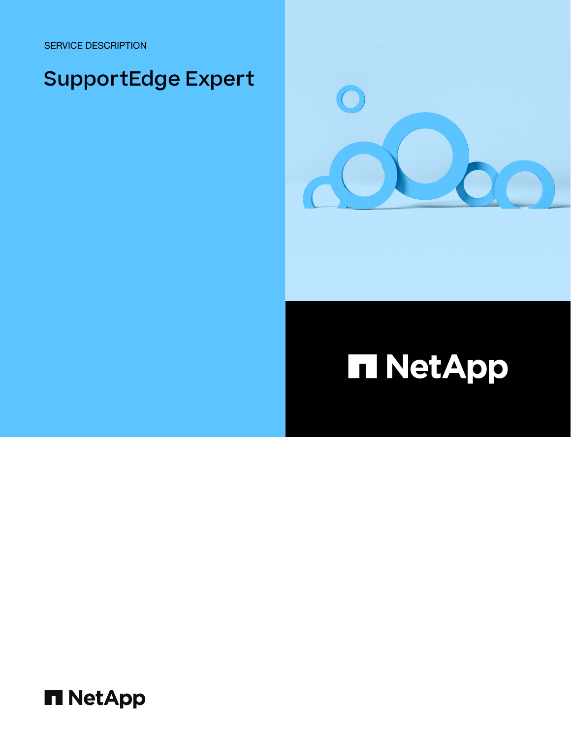SERVICE DESCRIPTION

# SupportEdge Expert

NetApp

NetApp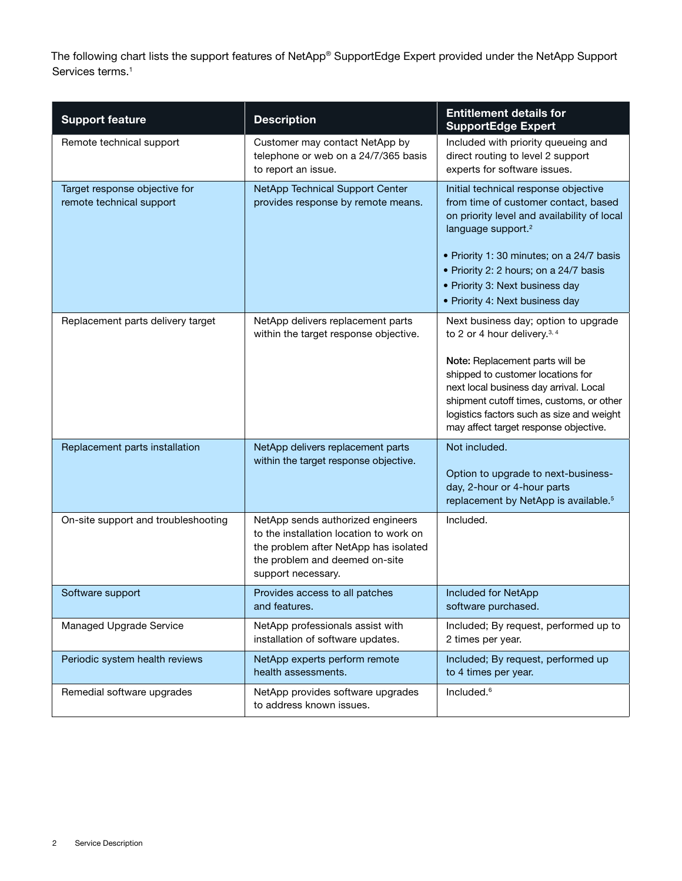The following chart lists the support features of NetApp® SupportEdge Expert provided under the NetApp Support Services terms.[1]

| Support feature | Description | Entitlement details for SupportEdge Expert |
| --- | --- | --- |
| Remote technical support | Customer may contact NetApp by telephone or web on a 24/7/365 basis to report an issue. | Included with priority queueing and direct routing to level 2 support experts for software issues. |
| Target response objective for remote technical support | NetApp Technical Support Center provides response by remote means. | Initial technical response objective from time of customer contact, based on priority level and availability of local language support.[2]<br><br>• Priority 1: 30 minutes; on a 24/7 basis<br>• Priority 2: 2 hours; on a 24/7 basis<br>• Priority 3: Next business day<br>• Priority 4: Next business day |
| Replacement parts delivery target | NetApp delivers replacement parts within the target response objective. | Next business day; option to upgrade to 2 or 4 hour delivery.[3, 4]<br><br>**Note:** Replacement parts will be shipped to customer locations for next local business day arrival. Local shipment cutoff times, customs, or other logistics factors such as size and weight may affect target response objective. |
| Replacement parts installation | NetApp delivers replacement parts within the target response objective. | Not included.<br><br>Option to upgrade to next-business-day, 2-hour or 4-hour parts replacement by NetApp is available.[5] |
| On-site support and troubleshooting | NetApp sends authorized engineers to the installation location to work on the problem after NetApp has isolated the problem and deemed on-site support necessary. | Included. |
| Software support | Provides access to all patches and features. | Included for NetApp software purchased. |
| Managed Upgrade Service | NetApp professionals assist with installation of software updates. | Included; By request, performed up to 2 times per year. |
| Periodic system health reviews | NetApp experts perform remote health assessments. | Included; By request, performed up to 4 times per year. |
| Remedial software upgrades | NetApp provides software upgrades to address known issues. | Included.[6] |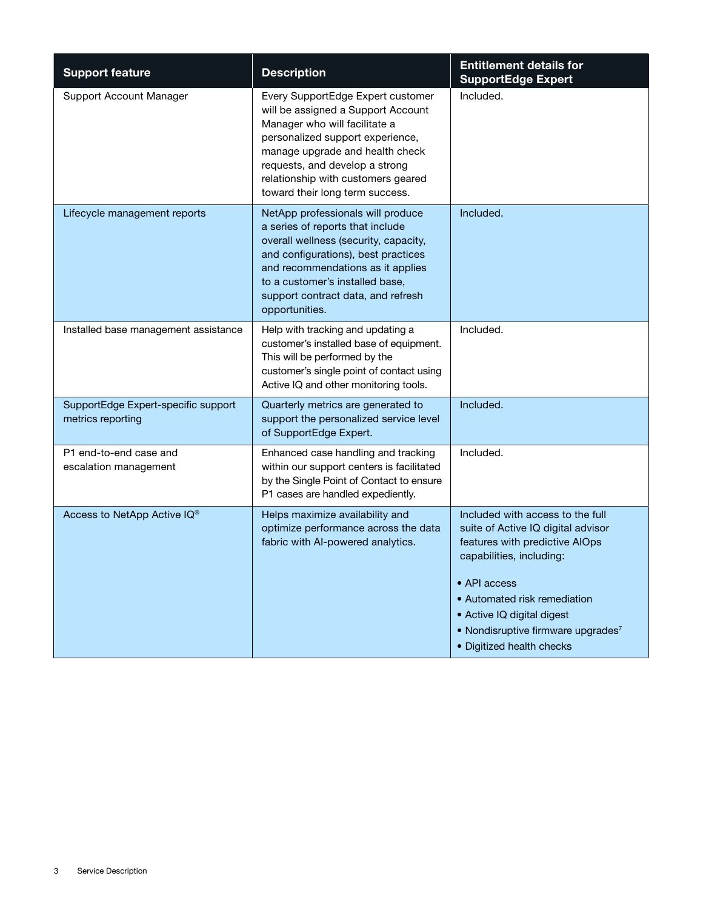| Support feature | Description | Entitlement details for SupportEdge Expert |
| --- | --- | --- |
| Support Account Manager | Every SupportEdge Expert customer will be assigned a Support Account Manager who will facilitate a personalized support experience, manage upgrade and health check requests, and develop a strong relationship with customers geared toward their long term success. | Included. |
| Lifecycle management reports | NetApp professionals will produce a series of reports that include overall wellness (security, capacity, and configurations), best practices and recommendations as it applies to a customer's installed base, support contract data, and refresh opportunities. | Included. |
| Installed base management assistance | Help with tracking and updating a customer's installed base of equipment. This will be performed by the customer's single point of contact using Active IQ and other monitoring tools. | Included. |
| SupportEdge Expert-specific support metrics reporting | Quarterly metrics are generated to support the personalized service level of SupportEdge Expert. | Included. |
| P1 end-to-end case and escalation management | Enhanced case handling and tracking within our support centers is facilitated by the Single Point of Contact to ensure P1 cases are handled expediently. | Included. |
| Access to NetApp Active IQ® | Helps maximize availability and optimize performance across the data fabric with AI-powered analytics. | Included with access to the full suite of Active IQ digital advisor features with predictive AIOps capabilities, including: <br>• API access <br>• Automated risk remediation <br>• Active IQ digital digest <br>• Nondisruptive firmware upgrades[7] <br>• Digitized health checks |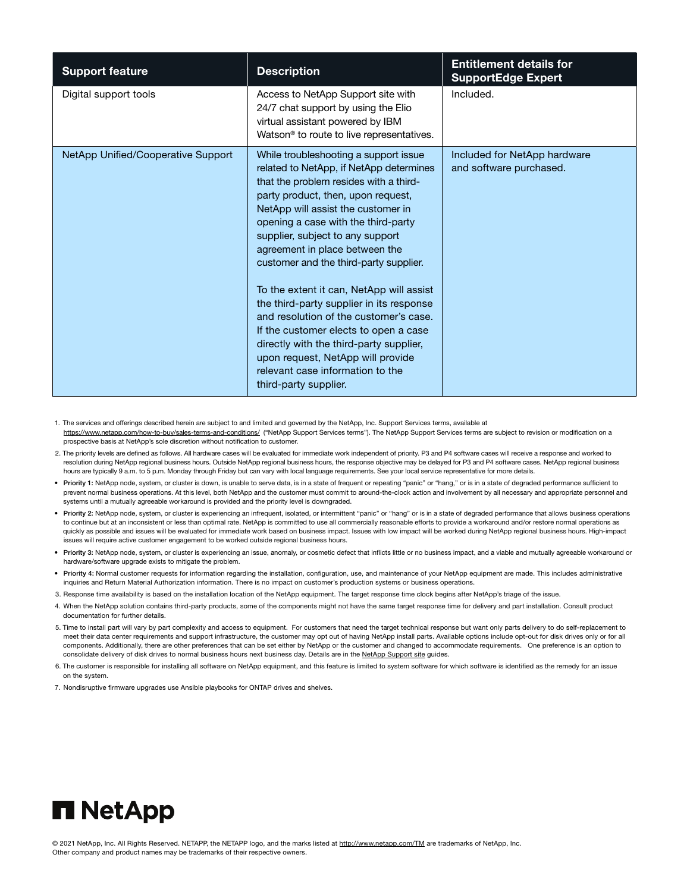| Support feature | Description | Entitlement details for SupportEdge Expert |
|---|---|---|
| Digital support tools | Access to NetApp Support site with 24/7 chat support by using the Elio virtual assistant powered by IBM Watson® to route to live representatives. | Included. |
| NetApp Unified/Cooperative Support | While troubleshooting a support issue related to NetApp, if NetApp determines that the problem resides with a third-party product, then, upon request, NetApp will assist the customer in opening a case with the third-party supplier, subject to any support agreement in place between the customer and the third-party supplier.<br><br>To the extent it can, NetApp will assist the third-party supplier in its response and resolution of the customer's case. If the customer elects to open a case directly with the third-party supplier, upon request, NetApp will provide relevant case information to the third-party supplier. | Included for NetApp hardware and software purchased. |

1. The services and offerings described herein are subject to and limited and governed by the NetApp, Inc. Support Services terms, available at https://www.netapp.com/how-to-buy/sales-terms-and-conditions/ ("NetApp Support Services terms"). The NetApp Support Services terms are subject to revision or modification on a prospective basis at NetApp's sole discretion without notification to customer.
2. The priority levels are defined as follows. All hardware cases will be evaluated for immediate work independent of priority. P3 and P4 software cases will receive a response and worked to resolution during NetApp regional business hours. Outside NetApp regional business hours, the response objective may be delayed for P3 and P4 software cases. NetApp regional business hours are typically 9 a.m. to 5 p.m. Monday through Friday but can vary with local language requirements. See your local service representative for more details.

- **Priority 1:** NetApp node, system, or cluster is down, is unable to serve data, is in a state of frequent or repeating "panic" or "hang," or is in a state of degraded performance sufficient to prevent normal business operations. At this level, both NetApp and the customer must commit to around-the-clock action and involvement by all necessary and appropriate personnel and systems until a mutually agreeable workaround is provided and the priority level is downgraded.
- **Priority 2:** NetApp node, system, or cluster is experiencing an infrequent, isolated, or intermittent "panic" or "hang" or is in a state of degraded performance that allows business operations to continue but at an inconsistent or less than optimal rate. NetApp is committed to use all commercially reasonable efforts to provide a workaround and/or restore normal operations as quickly as possible and issues will be evaluated for immediate work based on business impact. Issues with low impact will be worked during NetApp regional business hours. High-impact issues will require active customer engagement to be worked outside regional business hours.
- **Priority 3:** NetApp node, system, or cluster is experiencing an issue, anomaly, or cosmetic defect that inflicts little or no business impact, and a viable and mutually agreeable workaround or hardware/software upgrade exists to mitigate the problem.
- **Priority 4:** Normal customer requests for information regarding the installation, configuration, use, and maintenance of your NetApp equipment are made. This includes administrative inquiries and Return Material Authorization information. There is no impact on customer's production systems or business operations.

3. Response time availability is based on the installation location of the NetApp equipment. The target response time clock begins after NetApp's triage of the issue.
4. When the NetApp solution contains third-party products, some of the components might not have the same target response time for delivery and part installation. Consult product documentation for further details.
5. Time to install part will vary by part complexity and access to equipment. For customers that need the target technical response but want only parts delivery to do self-replacement to meet their data center requirements and support infrastructure, the customer may opt out of having NetApp install parts. Available options include opt-out for disk drives only or for all components. Additionally, there are other preferences that can be set either by NetApp or the customer and changed to accommodate requirements. One preference is an option to consolidate delivery of disk drives to normal business hours next business day. Details are in the NetApp Support site guides.
6. The customer is responsible for installing all software on NetApp equipment, and this feature is limited to system software for which software is identified as the remedy for an issue on the system.
7. Nondisruptive firmware upgrades use Ansible playbooks for ONTAP drives and shelves.

**NetApp**

© 2021 NetApp, Inc. All Rights Reserved. NETAPP, the NETAPP logo, and the marks listed at http://www.netapp.com/TM are trademarks of NetApp, Inc. Other company and product names may be trademarks of their respective owners.